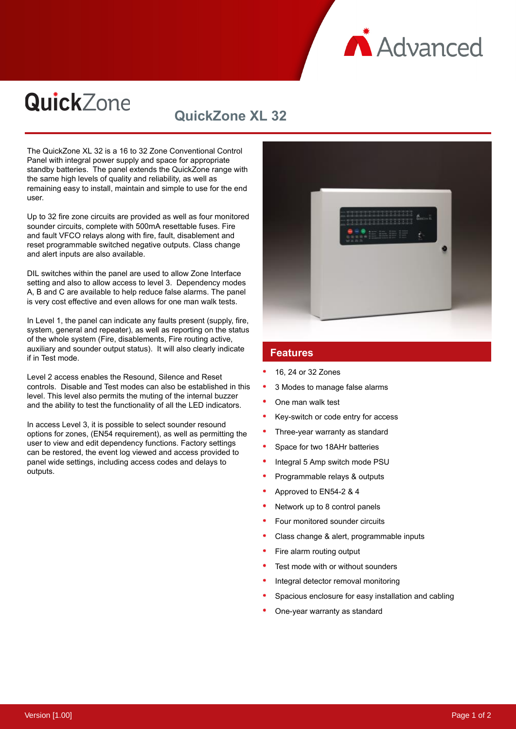# QuickZone

## QuickZone XL 32

The QuickZone XL 32 is a 16 to 32 Zone Conventional Control Panel with integral power supply and space for appropriate standby batteries. The panel extends the QuickZone range with the same high levels of quality and reliability, as well as remaining easy to install, maintain and simple to use for the end user.

Up to 32 fire zone circuits are provided as well as four monitored sounder circuits, complete with 500mA resettable fuses. Fire and fault VFCO relays along with fire, fault, disablement and reset programmable switched negative outputs. Class change and alert inputs are also available.

DIL switches within the panel are used to allow Zone Interface setting and also to allow access to level 3. Dependency modes A, B and C are available to help reduce false alarms. The panel is very cost effective and even allows for one man walk tests.

In Level 1, the panel can indicate any faults present (supply, fire, system, general and repeater), as well as reporting on the status of the whole system (Fire, disablements, Fire routing active, auxiliary and sounder output status). It will also clearly indicate if in Test mode.

Level 2 access enables the Resound, Silence and Reset controls. Disable and Test modes can also be established in this level. This level also permits the muting of the internal buzzer and the ability to test the functionality of all the LED indicators.

In access Level 3, it is possible to select sounder resound options for zones, (EN54 requirement), as well as permitting the user to view and edit dependency functions. Factory settings can be restored, the event log viewed and access provided to panel wide settings, including access codes and delays to outputs.

### Features

- 16, 24 or 32 Zones
- 3 Modes to manage false alarms
- One man walk test
- Key-switch or code entry for access
- Three-year warranty as standard
- Space for two 18AHr batteries
- Integral 5 Amp switch mode PSU
- Programmable relays & outputs
- Approved to EN54-2 & 4
- Network up to 8 control panels
- Four monitored sounder circuits
- Class change & alert, programmable inputs
- Fire alarm routing output
- Test mode with or without sounders
- Integral detector removal monitoring
- Spacious enclosure for easy installation and cabling
- One-year warranty as standard

Version [1.00]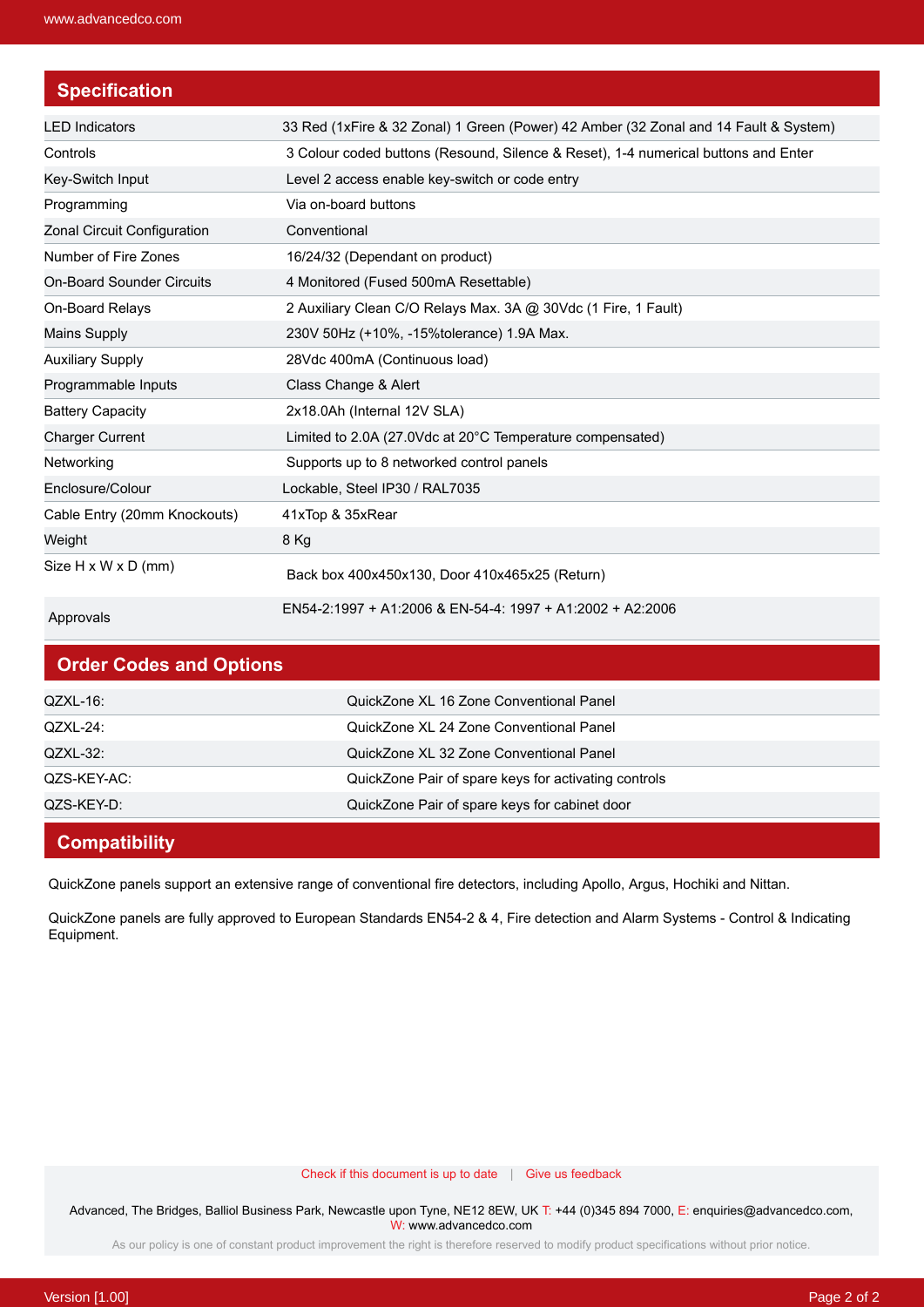## Specification

| | |
|---|---|
| LED Indicators | 33 Red (1xFire & 32 Zonal) 1 Green (Power) 42 Amber (32 Zonal and 14 Fault & System) |
| Controls | 3 Colour coded buttons (Resound, Silence & Reset), 1-4 numerical buttons and Enter |
| Key-Switch Input | Level 2 access enable key-switch or code entry |
| Programming | Via on-board buttons |
| Zonal Circuit Configuration | Conventional |
| Number of Fire Zones | 16/24/32 (Dependant on product) |
| On-Board Sounder Circuits | 4 Monitored (Fused 500mA Resettable) |
| On-Board Relays | 2 Auxiliary Clean C/O Relays Max. 3A @ 30Vdc (1 Fire, 1 Fault) |
| Mains Supply | 230V 50Hz (+10%, -15%tolerance) 1.9A Max. |
| Auxiliary Supply | 28Vdc 400mA (Continuous load) |
| Programmable Inputs | Class Change & Alert |
| Battery Capacity | 2x18.0Ah (Internal 12V SLA) |
| Charger Current | Limited to 2.0A (27.0Vdc at 20°C Temperature compensated) |
| Networking | Supports up to 8 networked control panels |
| Enclosure/Colour | Lockable, Steel IP30 / RAL7035 |
| Cable Entry (20mm Knockouts) | 41xTop & 35xRear |
| Weight | 8 Kg |
| Size H x W x D (mm) | Back box 400x450x130, Door 410x465x25 (Return) |
| Approvals | EN54-2:1997 + A1:2006 & EN-54-4: 1997 + A1:2002 + A2:2006 |

## Order Codes and Options

| | |
|---|---|
| QZXL-16: | QuickZone XL 16 Zone Conventional Panel |
| QZXL-24: | QuickZone XL 24 Zone Conventional Panel |
| QZXL-32: | QuickZone XL 32 Zone Conventional Panel |
| QZS-KEY-AC: | QuickZone Pair of spare keys for activating controls |
| QZS-KEY-D: | QuickZone Pair of spare keys for cabinet door |

## Compatibility

QuickZone panels support an extensive range of conventional fire detectors, including Apollo, Argus, Hochiki and Nittan.

QuickZone panels are fully approved to European Standards EN54-2 & 4, Fire detection and Alarm Systems - Control & Indicating Equipment.

Check if this document is up to date | Give us feedback

Advanced, The Bridges, Balliol Business Park, Newcastle upon Tyne, NE12 8EW, UK T: +44 (0)345 894 7000, E: enquiries@advancedco.com, W: www.advancedco.com

As our policy is one of constant product improvement the right is therefore reserved to modify product specifications without prior notice.

Version [1.00]